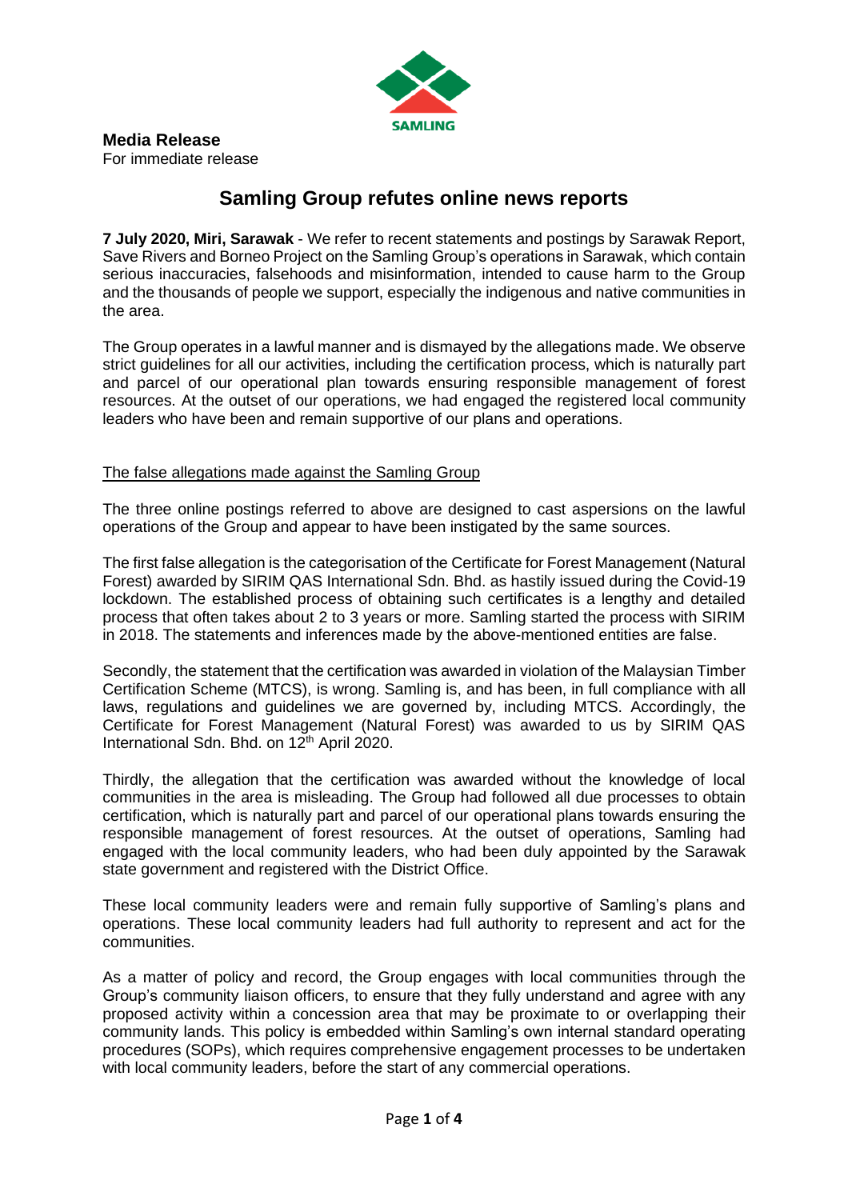SAMLING

**Media Release**
For immediate release

# Samling Group refutes online news reports

**7 July 2020, Miri, Sarawak** - We refer to recent statements and postings by Sarawak Report, Save Rivers and Borneo Project on the Samling Group's operations in Sarawak, which contain serious inaccuracies, falsehoods and misinformation, intended to cause harm to the Group and the thousands of people we support, especially the indigenous and native communities in the area.

The Group operates in a lawful manner and is dismayed by the allegations made. We observe strict guidelines for all our activities, including the certification process, which is naturally part and parcel of our operational plan towards ensuring responsible management of forest resources. At the outset of our operations, we had engaged the registered local community leaders who have been and remain supportive of our plans and operations.

## The false allegations made against the Samling Group

The three online postings referred to above are designed to cast aspersions on the lawful operations of the Group and appear to have been instigated by the same sources.

The first false allegation is the categorisation of the Certificate for Forest Management (Natural Forest) awarded by SIRIM QAS International Sdn. Bhd. as hastily issued during the Covid-19 lockdown. The established process of obtaining such certificates is a lengthy and detailed process that often takes about 2 to 3 years or more. Samling started the process with SIRIM in 2018. The statements and inferences made by the above-mentioned entities are false.

Secondly, the statement that the certification was awarded in violation of the Malaysian Timber Certification Scheme (MTCS), is wrong. Samling is, and has been, in full compliance with all laws, regulations and guidelines we are governed by, including MTCS. Accordingly, the Certificate for Forest Management (Natural Forest) was awarded to us by SIRIM QAS International Sdn. Bhd. on 12th April 2020.

Thirdly, the allegation that the certification was awarded without the knowledge of local communities in the area is misleading. The Group had followed all due processes to obtain certification, which is naturally part and parcel of our operational plans towards ensuring the responsible management of forest resources. At the outset of operations, Samling had engaged with the local community leaders, who had been duly appointed by the Sarawak state government and registered with the District Office.

These local community leaders were and remain fully supportive of Samling's plans and operations. These local community leaders had full authority to represent and act for the communities.

As a matter of policy and record, the Group engages with local communities through the Group's community liaison officers, to ensure that they fully understand and agree with any proposed activity within a concession area that may be proximate to or overlapping their community lands. This policy is embedded within Samling's own internal standard operating procedures (SOPs), which requires comprehensive engagement processes to be undertaken with local community leaders, before the start of any commercial operations.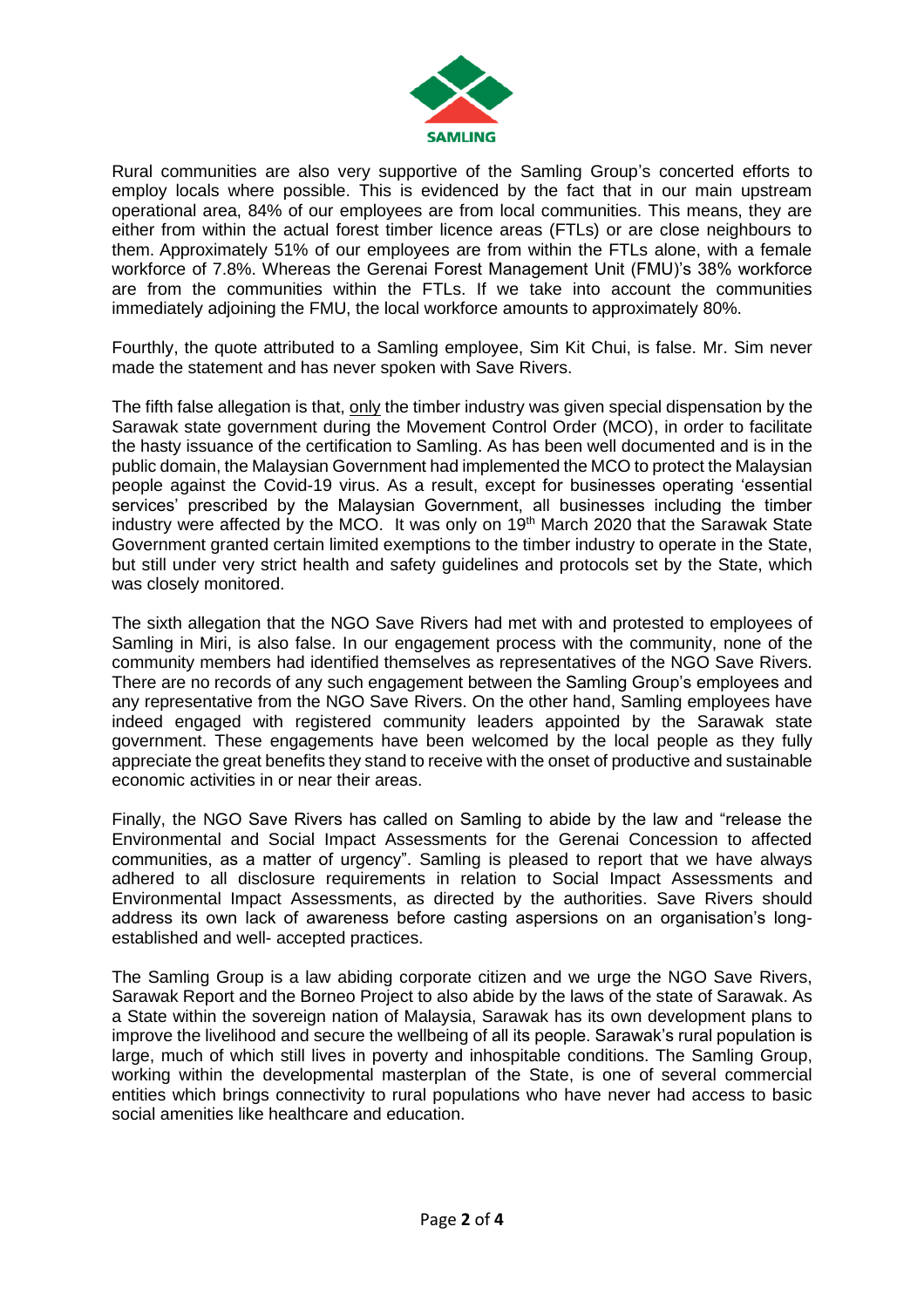Rural communities are also very supportive of the Samling Group's concerted efforts to employ locals where possible. This is evidenced by the fact that in our main upstream operational area, 84% of our employees are from local communities. This means, they are either from within the actual forest timber licence areas (FTLs) or are close neighbours to them. Approximately 51% of our employees are from within the FTLs alone, with a female workforce of 7.8%. Whereas the Gerenai Forest Management Unit (FMU)'s 38% workforce are from the communities within the FTLs. If we take into account the communities immediately adjoining the FMU, the local workforce amounts to approximately 80%.

Fourthly, the quote attributed to a Samling employee, Sim Kit Chui, is false. Mr. Sim never made the statement and has never spoken with Save Rivers.

The fifth false allegation is that, only the timber industry was given special dispensation by the Sarawak state government during the Movement Control Order (MCO), in order to facilitate the hasty issuance of the certification to Samling. As has been well documented and is in the public domain, the Malaysian Government had implemented the MCO to protect the Malaysian people against the Covid-19 virus. As a result, except for businesses operating 'essential services' prescribed by the Malaysian Government, all businesses including the timber industry were affected by the MCO. It was only on 19th March 2020 that the Sarawak State Government granted certain limited exemptions to the timber industry to operate in the State, but still under very strict health and safety guidelines and protocols set by the State, which was closely monitored.

The sixth allegation that the NGO Save Rivers had met with and protested to employees of Samling in Miri, is also false. In our engagement process with the community, none of the community members had identified themselves as representatives of the NGO Save Rivers. There are no records of any such engagement between the Samling Group's employees and any representative from the NGO Save Rivers. On the other hand, Samling employees have indeed engaged with registered community leaders appointed by the Sarawak state government. These engagements have been welcomed by the local people as they fully appreciate the great benefits they stand to receive with the onset of productive and sustainable economic activities in or near their areas.

Finally, the NGO Save Rivers has called on Samling to abide by the law and "release the Environmental and Social Impact Assessments for the Gerenai Concession to affected communities, as a matter of urgency". Samling is pleased to report that we have always adhered to all disclosure requirements in relation to Social Impact Assessments and Environmental Impact Assessments, as directed by the authorities. Save Rivers should address its own lack of awareness before casting aspersions on an organisation's long-established and well- accepted practices.

The Samling Group is a law abiding corporate citizen and we urge the NGO Save Rivers, Sarawak Report and the Borneo Project to also abide by the laws of the state of Sarawak. As a State within the sovereign nation of Malaysia, Sarawak has its own development plans to improve the livelihood and secure the wellbeing of all its people. Sarawak's rural population is large, much of which still lives in poverty and inhospitable conditions. The Samling Group, working within the developmental masterplan of the State, is one of several commercial entities which brings connectivity to rural populations who have never had access to basic social amenities like healthcare and education.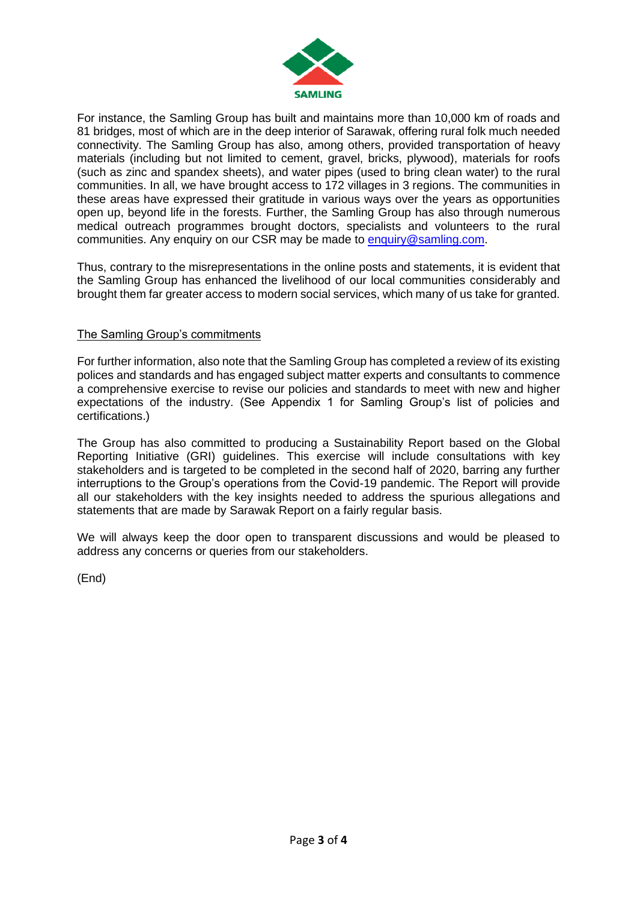For instance, the Samling Group has built and maintains more than 10,000 km of roads and 81 bridges, most of which are in the deep interior of Sarawak, offering rural folk much needed connectivity. The Samling Group has also, among others, provided transportation of heavy materials (including but not limited to cement, gravel, bricks, plywood), materials for roofs (such as zinc and spandex sheets), and water pipes (used to bring clean water) to the rural communities. In all, we have brought access to 172 villages in 3 regions. The communities in these areas have expressed their gratitude in various ways over the years as opportunities open up, beyond life in the forests. Further, the Samling Group has also through numerous medical outreach programmes brought doctors, specialists and volunteers to the rural communities. Any enquiry on our CSR may be made to enquiry@samling.com.

Thus, contrary to the misrepresentations in the online posts and statements, it is evident that the Samling Group has enhanced the livelihood of our local communities considerably and brought them far greater access to modern social services, which many of us take for granted.

## The Samling Group's commitments

For further information, also note that the Samling Group has completed a review of its existing polices and standards and has engaged subject matter experts and consultants to commence a comprehensive exercise to revise our policies and standards to meet with new and higher expectations of the industry. (See Appendix 1 for Samling Group's list of policies and certifications.)

The Group has also committed to producing a Sustainability Report based on the Global Reporting Initiative (GRI) guidelines. This exercise will include consultations with key stakeholders and is targeted to be completed in the second half of 2020, barring any further interruptions to the Group's operations from the Covid-19 pandemic. The Report will provide all our stakeholders with the key insights needed to address the spurious allegations and statements that are made by Sarawak Report on a fairly regular basis.

We will always keep the door open to transparent discussions and would be pleased to address any concerns or queries from our stakeholders.

(End)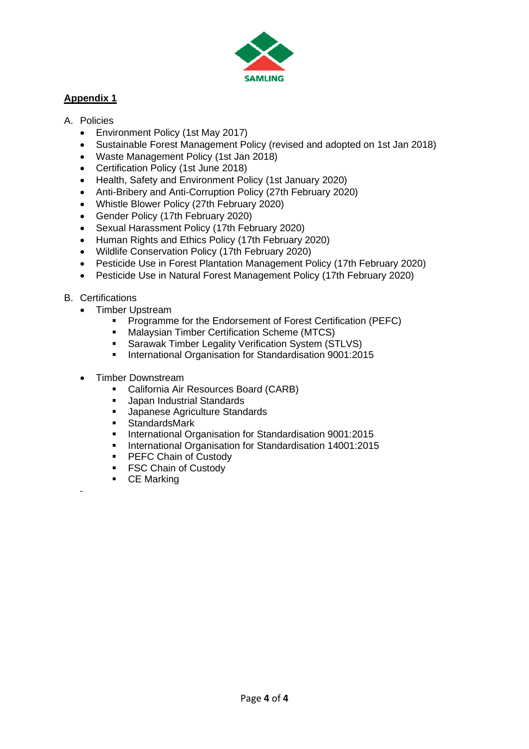SAMLING

**Appendix 1**

A. Policies
   - Environment Policy (1st May 2017)
   - Sustainable Forest Management Policy (revised and adopted on 1st Jan 2018)
   - Waste Management Policy (1st Jan 2018)
   - Certification Policy (1st June 2018)
   - Health, Safety and Environment Policy (1st January 2020)
   - Anti-Bribery and Anti-Corruption Policy (27th February 2020)
   - Whistle Blower Policy (27th February 2020)
   - Gender Policy (17th February 2020)
   - Sexual Harassment Policy (17th February 2020)
   - Human Rights and Ethics Policy (17th February 2020)
   - Wildlife Conservation Policy (17th February 2020)
   - Pesticide Use in Forest Plantation Management Policy (17th February 2020)
   - Pesticide Use in Natural Forest Management Policy (17th February 2020)

B. Certifications
   - Timber Upstream
     - Programme for the Endorsement of Forest Certification (PEFC)
     - Malaysian Timber Certification Scheme (MTCS)
     - Sarawak Timber Legality Verification System (STLVS)
     - International Organisation for Standardisation 9001:2015

   - Timber Downstream
     - California Air Resources Board (CARB)
     - Japan Industrial Standards
     - Japanese Agriculture Standards
     - StandardsMark
     - International Organisation for Standardisation 9001:2015
     - International Organisation for Standardisation 14001:2015
     - PEFC Chain of Custody
     - FSC Chain of Custody
     - CE Marking

-